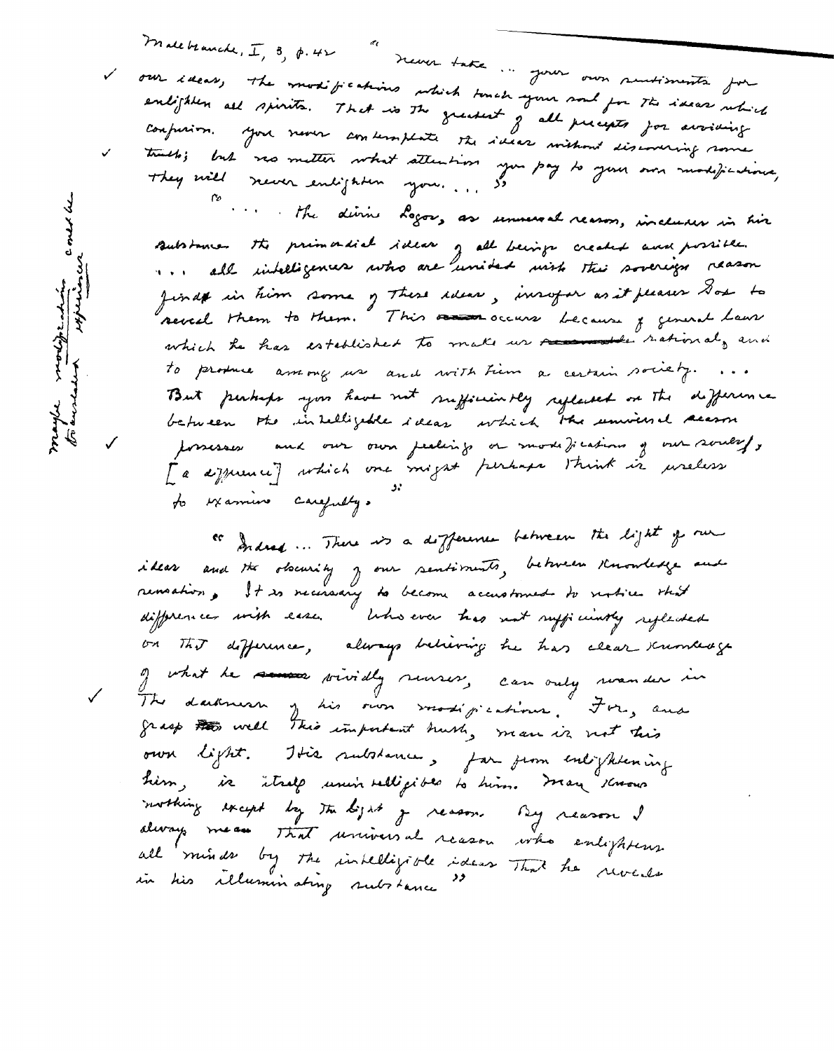Malebranche, I, 3, p. 42

✓ "Never take ... your own sentiments for our ideas, the modifications which touch your soul for the ideas which enlighten all spirits. That is the greatest of all precepts for avoiding confusion. You never contemplate the ideas without discovering some truth; but no matter what attention you pay to your own modifications, they will never enlighten you. ..."

"... The divine Logos, as universal reason, includes in his substance the primordial ideas of all beings created and possible. ... all intelligences who are united with this sovereign reason find in him some of these ideas, insofar as it pleases God to reveal them to them. This occurs because of general laws which he has established to make us rational, and to produce among us and with him a certain society. ... But perhaps you have not sufficiently reflected on the difference between the intelligible ideas which the universal reason possesses and our own feelings or modifications of our souls, [a difference] which one might perhaps think is useless to examine carefully."

"Indeed ... There is a difference between the light of our ideas and the obscurity of our sentiments, between knowledge and sensation. It is necessary to become accustomed to notice that difference with ease. Whoever has not sufficiently reflected on that difference, always believing he has clear knowledge of what he vividly senses, can only wander in the darkness of his own modifications. For, and grasp well this important truth, man is not his own light. His substance, far from enlightening him, is itself unintelligible to him. Man knows nothing except by the light of reason. By reason I always mean that universal reason who enlightens all minds by the intelligible ideas that he reveals in his illuminating substance."

maybe modification could be translated experience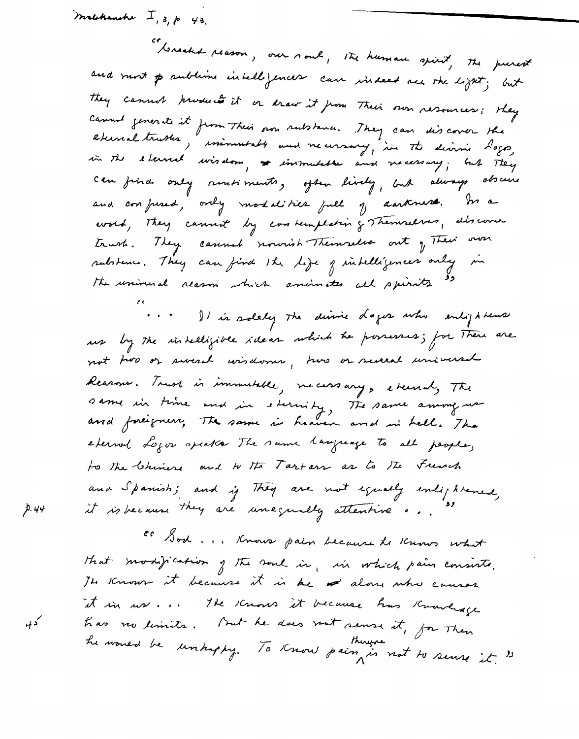Malebranche I, 3, p 43.

"Created reason, our soul, the human spirit, the purest and most sublime intelligences can indeed see the light; but they cannot produce it or draw it from their own resources; they cannot generate it from their own substance. They can discover the eternal truths, immutable and necessary, in the divine Logos, in the eternal wisdom, immutable and necessary; but they can find only sentiments, often lively, but always obscure and confused, only modalities full of darkness. In a word, they cannot by contemplating themselves, discover truth. They cannot nourish themselves out of their own substance. They can find the life of intelligences only in the universal reason which animates all spirits"

"... It is solely the divine Logos who enlightens us by the intelligible ideas which he possesses; for there are not two or several wisdoms, two or several universal Reasons. Truth is immutable, necessary, eternal, the same in time and in eternity, the same among us and foreigners, the same in heaven and in hell. The eternal Logos speaks the same language to all people, to the Chinese and to the Tartars as to the French and Spanish; and if they are not equally enlightened, it is because they are unequally attentive ..."

p. 44

"God ... knows pain because he knows what that modification of the soul is, in which pain consists. He knows it because it is he alone who causes it in us ... He knows it because his knowledge has no limits. But he does not sense it, for then he would be unhappy. To know pain therefore is not to sense it."

45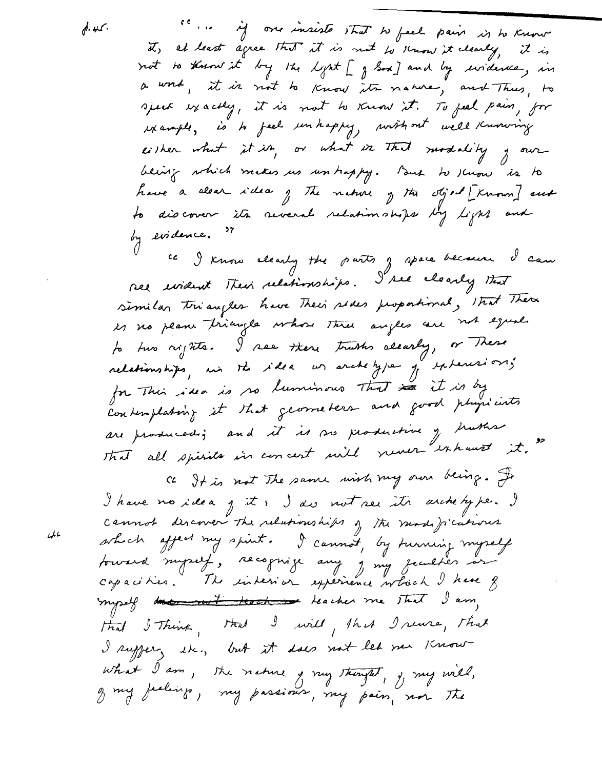p. 45.

"... if one insists that to feel pain is to know it, at least agree that it is not to know it clearly, it is not to know it by the light [of God] and by evidence, in a word, it is not to know its nature, and thus, to speak exactly, it is not to know it. To feel pain, for example, is to feel unhappy, without well knowing either what it is, or what is that modality of our being which makes us unhappy. But to know is to have a clear idea of the nature of the object [known] and to discover its several relationships by light and by evidence."

"I know clearly the parts of space because I can see evident their relationships. I see clearly that similar triangles have their sides proportional, that there is no plane triangle whose three angles are not equal to two rights. I see these truths clearly, or these relationships, in the idea or archetype of extension; for this idea is so luminous that it is by contemplating it that geometers and good physicists are produced; and it is so productive of truths that all spirits in concert will never exhaust it."

46

"It is not the same with my own being. I have no idea of it: I do not see its archetype. I cannot discover the relationships of the modifications which affect my spirit. I cannot, by turning myself toward myself, recognize any of my faculties or capacities. The interior experience which I have of myself ~~does not teach~~ teaches me that I am, that I think, that I will, that I sense, that I suffer, etc., but it does not let me know what I am, the nature of my thought, of my will, of my feelings, my passions, my pain, nor the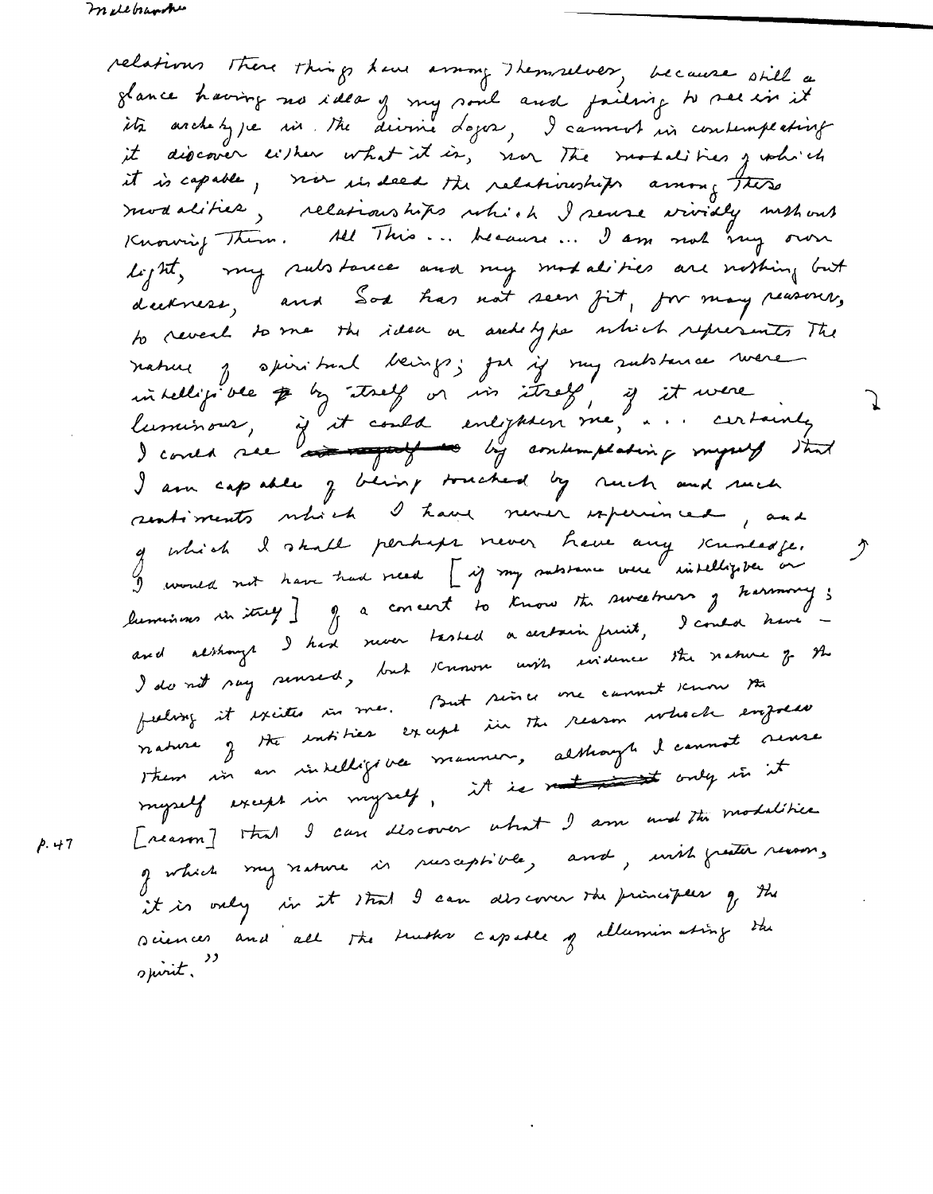relations these things have among themselves, because still a glance having no idea of my soul and failing to see in it its archetype in the divine Logos, I cannot in contemplating it discover either what it is, nor the modalities of which it is capable, nor indeed the relationships among these modalities, relationships which I sense vividly without knowing them. All this ... because ... I am not my own light, my substance and my modalities are nothing but darkness, and God has not seen fit, for many reasons, to reveal to me the idea or archetype which represents the nature of spiritual beings; for if my substance were intelligible by itself or in itself, if it were luminous, if it could enlighten me, ... certainly I could see by contemplating myself that I am capable of being touched by such and such sentiments which I have never experienced, and of which I shall perhaps never have any knowledge. I would not have had need [if my substance were intelligible or luminous in itself] of a concert to know the sweetness of harmony; and although I had never tasted a certain fruit, I could have – I do not say sensed, but known with evidence the nature of the feeling it excites in me. But since one cannot know the nature of the entities except in the reason which encloses them in an intelligible manner, although I cannot sense myself except in myself, it is only in it [reason] that I can discover what I am and the modalities of which my nature is susceptible, and, with greater reason, it is only in it that I can discover the principles of the sciences and all the truths capable of illuminating the spirit."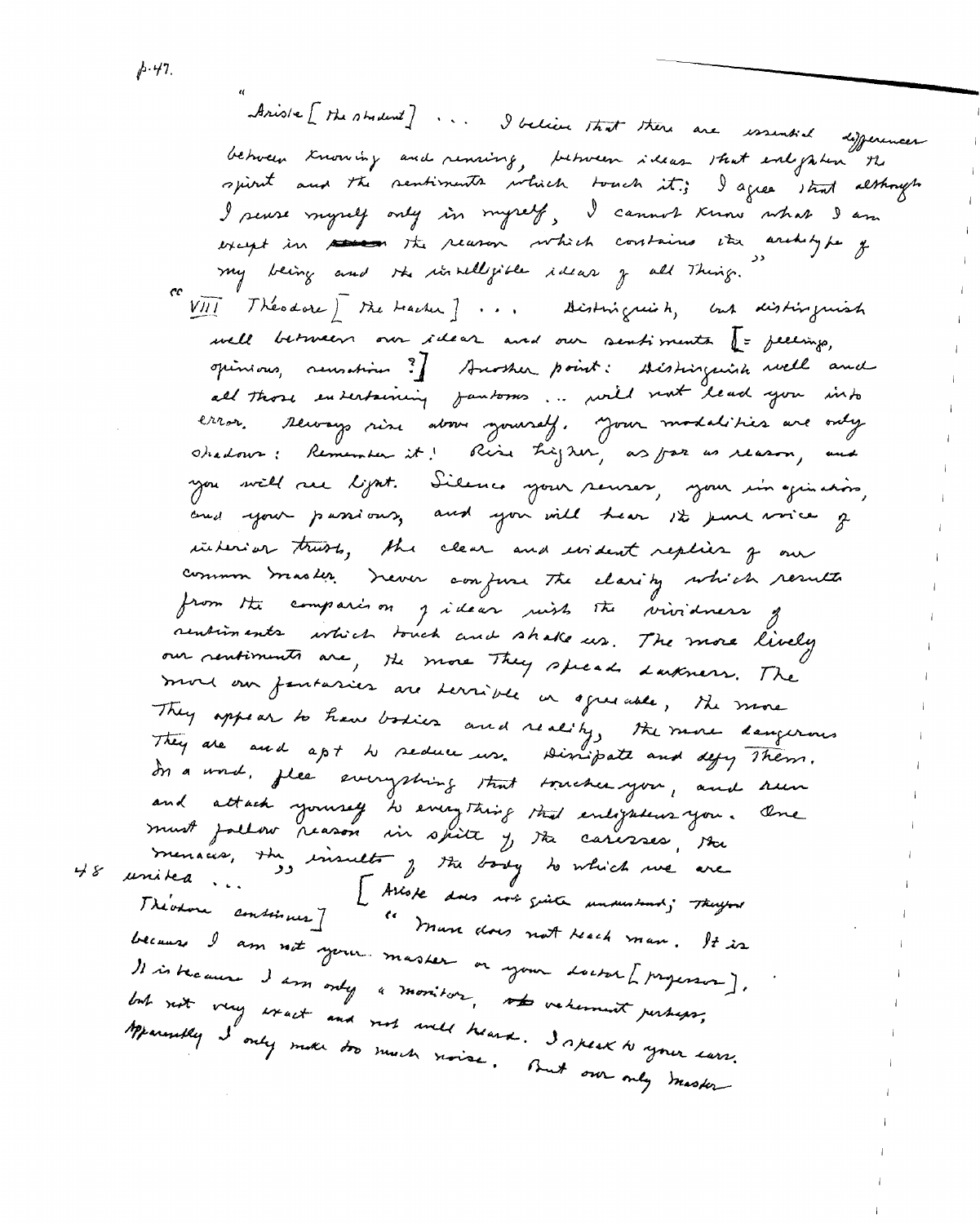p.47.

"Ariste [the student] . . . I believe that there are essential differences between knowing and sensing, between ideas that enlighten the spirit and the sentiments which touch it; I agree that although I sense myself only in myself, I cannot know what I am except in the reason which contains the archetype of my being and the intelligible ideas of all things."

" VIII Théodore [the teacher] . . . Distinguish, but distinguish well between our ideas and our sentiments [= feelings, opinions, sensation ?] Another point: distinguish well and all those entertaining fantoms .. will not lead you into error. Always rise above yourself. Your modalities are only shadows: Remember it! Rise higher, as far as reason, and you will see light. Silence your senses, your imagination, and your passions, and you will hear the pure voice of interior truth, the clear and evident replies of our common master. Never confuse the clarity which results from the comparison of ideas with the vividness of sentiments which touch and shake us. The more lively our sentiments are, the more they spread darkness. The more our fantasies are terrible or agreeable, the more they appear to have bodies and reality, the more dangerous they are and apt to seduce us. Dissipate and defy them. In a word, flee everything that touches you, and run and attach yourself to everything that enlightens you. One must follow reason in spite of the caresses, the menaces, the insults of the body to which we are

48 united . . . " [Ariste does not quite understand; Théodore continues] " Man does not teach man. It is because I am not your master or your doctor [professor]. It is because I am only a monitor, vehement perhaps, but not very exact and not well heard. I speak to your ears. Apparently I only make too much noise. But our only master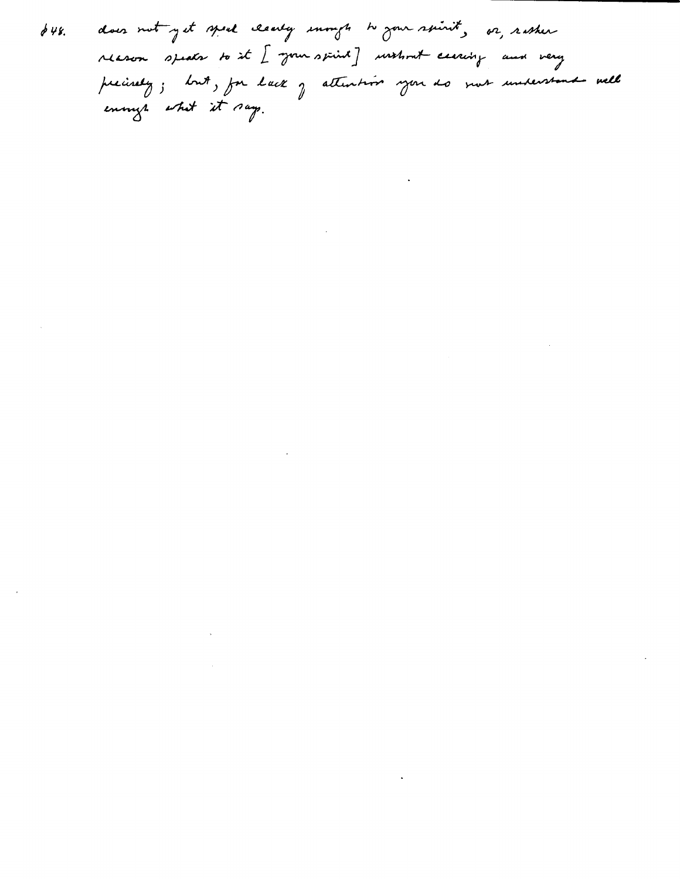p48. does not yet speak clearly enough to your spirit, or, rather reason speaks to it [ your spirit ] without ceasing and very precisely; but, for lack of attention you do not understand well enough what it says.